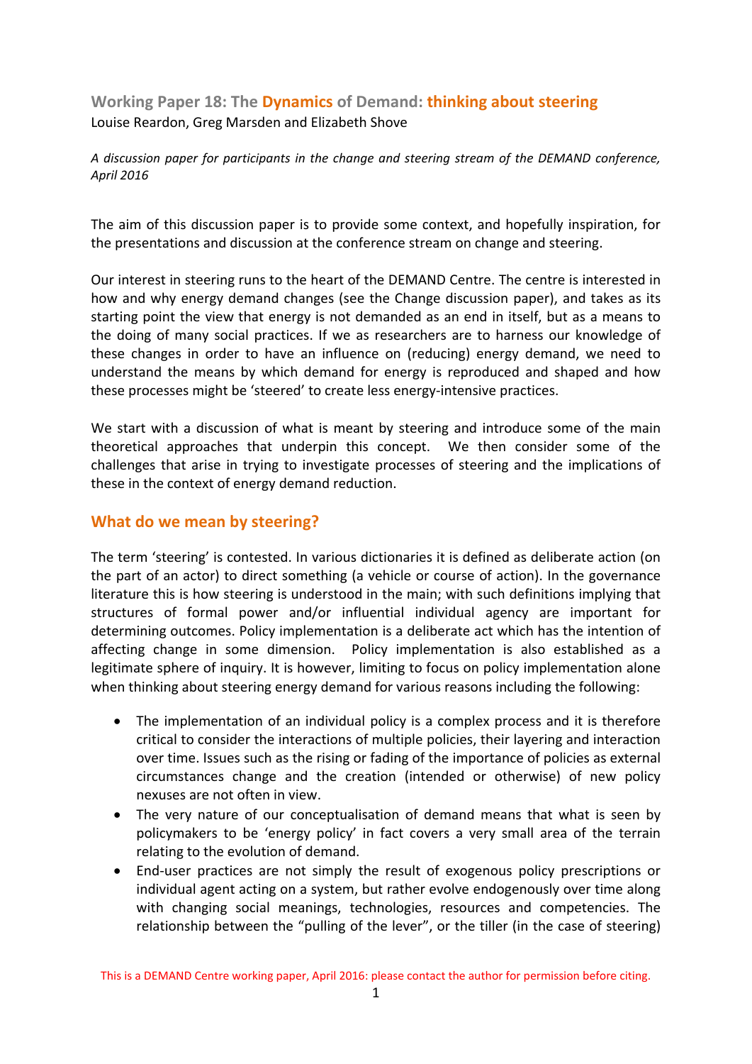# Working Paper 18: The Dynamics of Demand: thinking about steering

Louise Reardon, Greg Marsden and Elizabeth Shove

*A discussion paper for participants in the change and steering stream of the DEMAND conference, April 2016*

The aim of this discussion paper is to provide some context, and hopefully inspiration, for the presentations and discussion at the conference stream on change and steering.

Our interest in steering runs to the heart of the DEMAND Centre. The centre is interested in how and why energy demand changes (see the Change discussion paper), and takes as its starting point the view that energy is not demanded as an end in itself, but as a means to the doing of many social practices. If we as researchers are to harness our knowledge of these changes in order to have an influence on (reducing) energy demand, we need to understand the means by which demand for energy is reproduced and shaped and how these processes might be 'steered' to create less energy-intensive practices.

We start with a discussion of what is meant by steering and introduce some of the main theoretical approaches that underpin this concept. We then consider some of the challenges that arise in trying to investigate processes of steering and the implications of these in the context of energy demand reduction.

## What do we mean by steering?

The term 'steering' is contested. In various dictionaries it is defined as deliberate action (on the part of an actor) to direct something (a vehicle or course of action). In the governance literature this is how steering is understood in the main; with such definitions implying that structures of formal power and/or influential individual agency are important for determining outcomes. Policy implementation is a deliberate act which has the intention of affecting change in some dimension. Policy implementation is also established as a legitimate sphere of inquiry. It is however, limiting to focus on policy implementation alone when thinking about steering energy demand for various reasons including the following:

- The implementation of an individual policy is a complex process and it is therefore critical to consider the interactions of multiple policies, their layering and interaction over time. Issues such as the rising or fading of the importance of policies as external circumstances change and the creation (intended or otherwise) of new policy nexuses are not often in view.
- The very nature of our conceptualisation of demand means that what is seen by policymakers to be 'energy policy' in fact covers a very small area of the terrain relating to the evolution of demand.
- End-user practices are not simply the result of exogenous policy prescriptions or individual agent acting on a system, but rather evolve endogenously over time along with changing social meanings, technologies, resources and competencies. The relationship between the "pulling of the lever", or the tiller (in the case of steering)

This is a DEMAND Centre working paper, April 2016: please contact the author for permission before citing.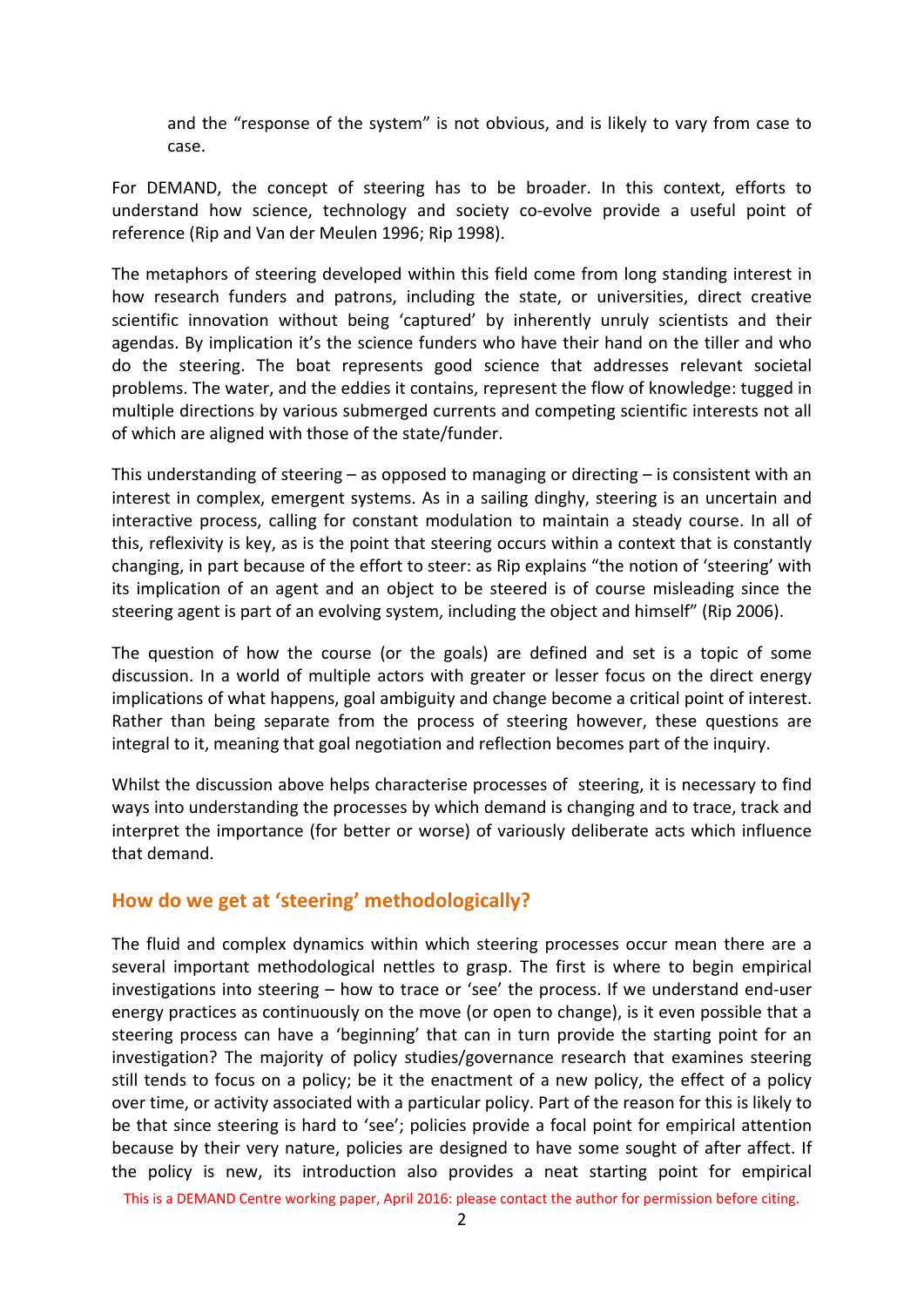and the "response of the system" is not obvious, and is likely to vary from case to case.

For DEMAND, the concept of steering has to be broader. In this context, efforts to understand how science, technology and society co-evolve provide a useful point of reference (Rip and Van der Meulen 1996; Rip 1998).

The metaphors of steering developed within this field come from long standing interest in how research funders and patrons, including the state, or universities, direct creative scientific innovation without being 'captured' by inherently unruly scientists and their agendas. By implication it's the science funders who have their hand on the tiller and who do the steering. The boat represents good science that addresses relevant societal problems. The water, and the eddies it contains, represent the flow of knowledge: tugged in multiple directions by various submerged currents and competing scientific interests not all of which are aligned with those of the state/funder.

This understanding of steering – as opposed to managing or directing – is consistent with an interest in complex, emergent systems. As in a sailing dinghy, steering is an uncertain and interactive process, calling for constant modulation to maintain a steady course. In all of this, reflexivity is key, as is the point that steering occurs within a context that is constantly changing, in part because of the effort to steer: as Rip explains "the notion of 'steering' with its implication of an agent and an object to be steered is of course misleading since the steering agent is part of an evolving system, including the object and himself" (Rip 2006).

The question of how the course (or the goals) are defined and set is a topic of some discussion. In a world of multiple actors with greater or lesser focus on the direct energy implications of what happens, goal ambiguity and change become a critical point of interest. Rather than being separate from the process of steering however, these questions are integral to it, meaning that goal negotiation and reflection becomes part of the inquiry.

Whilst the discussion above helps characterise processes of steering, it is necessary to find ways into understanding the processes by which demand is changing and to trace, track and interpret the importance (for better or worse) of variously deliberate acts which influence that demand.

## How do we get at 'steering' methodologically?

The fluid and complex dynamics within which steering processes occur mean there are a several important methodological nettles to grasp. The first is where to begin empirical investigations into steering – how to trace or 'see' the process. If we understand end-user energy practices as continuously on the move (or open to change), is it even possible that a steering process can have a 'beginning' that can in turn provide the starting point for an investigation? The majority of policy studies/governance research that examines steering still tends to focus on a policy; be it the enactment of a new policy, the effect of a policy over time, or activity associated with a particular policy. Part of the reason for this is likely to be that since steering is hard to 'see'; policies provide a focal point for empirical attention because by their very nature, policies are designed to have some sought of after affect. If the policy is new, its introduction also provides a neat starting point for empirical

This is a DEMAND Centre working paper, April 2016: please contact the author for permission before citing.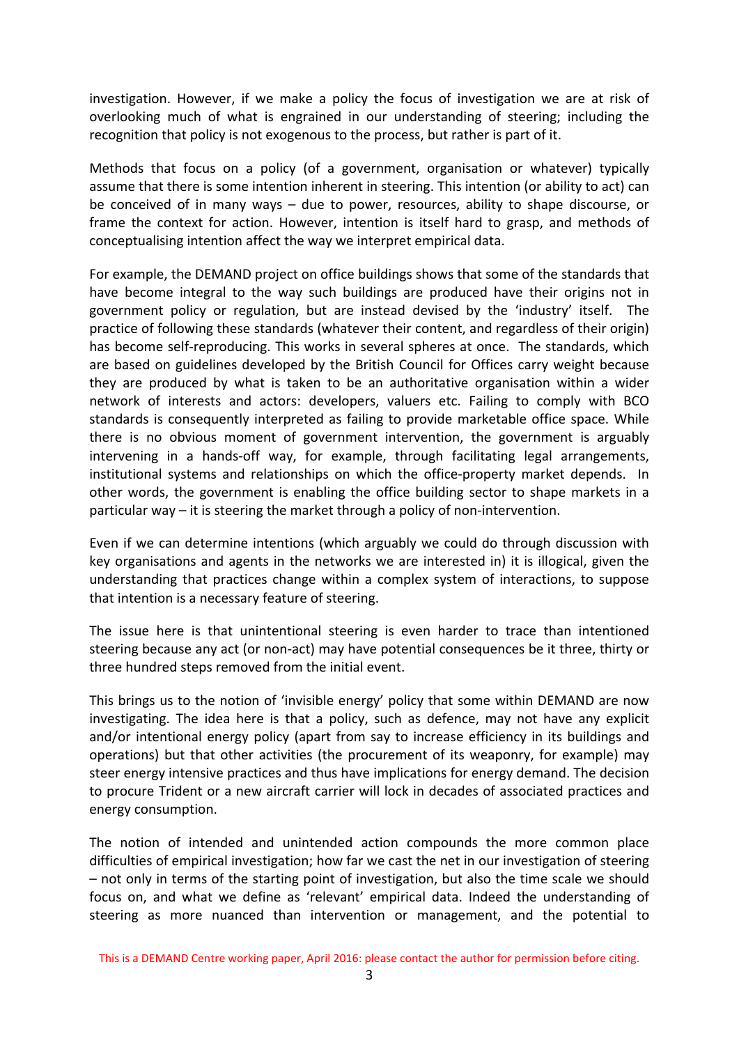investigation. However, if we make a policy the focus of investigation we are at risk of overlooking much of what is engrained in our understanding of steering; including the recognition that policy is not exogenous to the process, but rather is part of it.

Methods that focus on a policy (of a government, organisation or whatever) typically assume that there is some intention inherent in steering. This intention (or ability to act) can be conceived of in many ways – due to power, resources, ability to shape discourse, or frame the context for action. However, intention is itself hard to grasp, and methods of conceptualising intention affect the way we interpret empirical data.

For example, the DEMAND project on office buildings shows that some of the standards that have become integral to the way such buildings are produced have their origins not in government policy or regulation, but are instead devised by the 'industry' itself. The practice of following these standards (whatever their content, and regardless of their origin) has become self-reproducing. This works in several spheres at once. The standards, which are based on guidelines developed by the British Council for Offices carry weight because they are produced by what is taken to be an authoritative organisation within a wider network of interests and actors: developers, valuers etc. Failing to comply with BCO standards is consequently interpreted as failing to provide marketable office space. While there is no obvious moment of government intervention, the government is arguably intervening in a hands-off way, for example, through facilitating legal arrangements, institutional systems and relationships on which the office-property market depends. In other words, the government is enabling the office building sector to shape markets in a particular way – it is steering the market through a policy of non-intervention.

Even if we can determine intentions (which arguably we could do through discussion with key organisations and agents in the networks we are interested in) it is illogical, given the understanding that practices change within a complex system of interactions, to suppose that intention is a necessary feature of steering.

The issue here is that unintentional steering is even harder to trace than intentioned steering because any act (or non-act) may have potential consequences be it three, thirty or three hundred steps removed from the initial event.

This brings us to the notion of 'invisible energy' policy that some within DEMAND are now investigating. The idea here is that a policy, such as defence, may not have any explicit and/or intentional energy policy (apart from say to increase efficiency in its buildings and operations) but that other activities (the procurement of its weaponry, for example) may steer energy intensive practices and thus have implications for energy demand. The decision to procure Trident or a new aircraft carrier will lock in decades of associated practices and energy consumption.

The notion of intended and unintended action compounds the more common place difficulties of empirical investigation; how far we cast the net in our investigation of steering – not only in terms of the starting point of investigation, but also the time scale we should focus on, and what we define as 'relevant' empirical data. Indeed the understanding of steering as more nuanced than intervention or management, and the potential to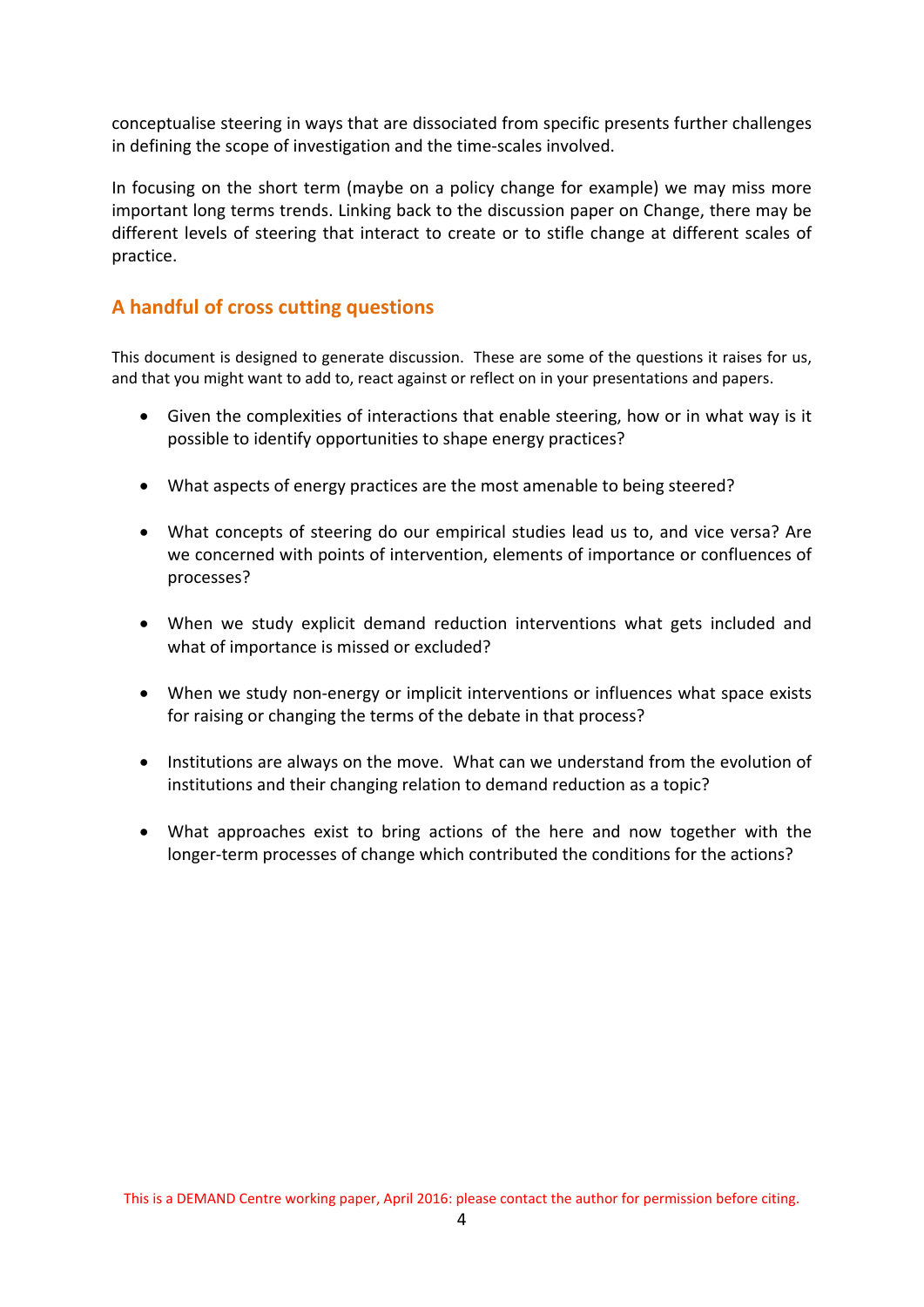conceptualise steering in ways that are dissociated from specific presents further challenges in defining the scope of investigation and the time-scales involved.

In focusing on the short term (maybe on a policy change for example) we may miss more important long terms trends. Linking back to the discussion paper on Change, there may be different levels of steering that interact to create or to stifle change at different scales of practice.

## A handful of cross cutting questions

This document is designed to generate discussion. These are some of the questions it raises for us, and that you might want to add to, react against or reflect on in your presentations and papers.

- Given the complexities of interactions that enable steering, how or in what way is it possible to identify opportunities to shape energy practices?
- What aspects of energy practices are the most amenable to being steered?
- What concepts of steering do our empirical studies lead us to, and vice versa? Are we concerned with points of intervention, elements of importance or confluences of processes?
- When we study explicit demand reduction interventions what gets included and what of importance is missed or excluded?
- When we study non-energy or implicit interventions or influences what space exists for raising or changing the terms of the debate in that process?
- Institutions are always on the move. What can we understand from the evolution of institutions and their changing relation to demand reduction as a topic?
- What approaches exist to bring actions of the here and now together with the longer-term processes of change which contributed the conditions for the actions?

This is a DEMAND Centre working paper, April 2016: please contact the author for permission before citing.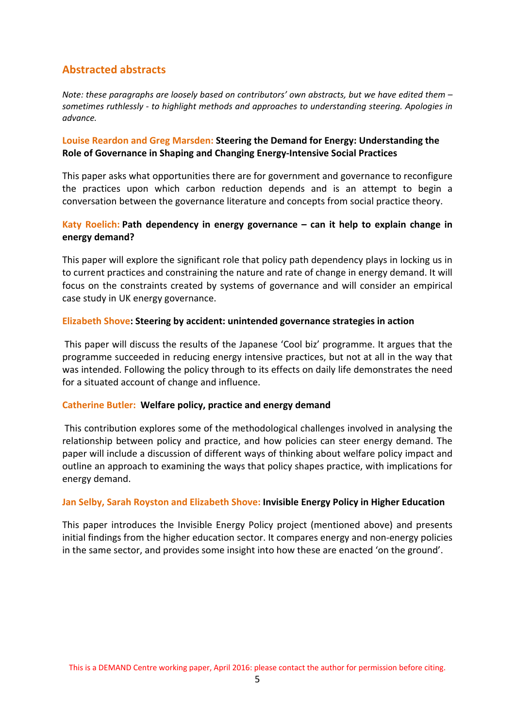## Abstracted abstracts

*Note: these paragraphs are loosely based on contributors' own abstracts, but we have edited them – sometimes ruthlessly - to highlight methods and approaches to understanding steering. Apologies in advance.*

### Louise Reardon and Greg Marsden: **Steering the Demand for Energy: Understanding the Role of Governance in Shaping and Changing Energy-Intensive Social Practices**

This paper asks what opportunities there are for government and governance to reconfigure the practices upon which carbon reduction depends and is an attempt to begin a conversation between the governance literature and concepts from social practice theory.

### Katy Roelich: **Path dependency in energy governance – can it help to explain change in energy demand?**

This paper will explore the significant role that policy path dependency plays in locking us in to current practices and constraining the nature and rate of change in energy demand. It will focus on the constraints created by systems of governance and will consider an empirical case study in UK energy governance.

### Elizabeth Shove: **Steering by accident: unintended governance strategies in action**

This paper will discuss the results of the Japanese 'Cool biz' programme. It argues that the programme succeeded in reducing energy intensive practices, but not at all in the way that was intended. Following the policy through to its effects on daily life demonstrates the need for a situated account of change and influence.

### Catherine Butler: **Welfare policy, practice and energy demand**

This contribution explores some of the methodological challenges involved in analysing the relationship between policy and practice, and how policies can steer energy demand. The paper will include a discussion of different ways of thinking about welfare policy impact and outline an approach to examining the ways that policy shapes practice, with implications for energy demand.

### Jan Selby, Sarah Royston and Elizabeth Shove: **Invisible Energy Policy in Higher Education**

This paper introduces the Invisible Energy Policy project (mentioned above) and presents initial findings from the higher education sector. It compares energy and non-energy policies in the same sector, and provides some insight into how these are enacted 'on the ground'.

This is a DEMAND Centre working paper, April 2016: please contact the author for permission before citing.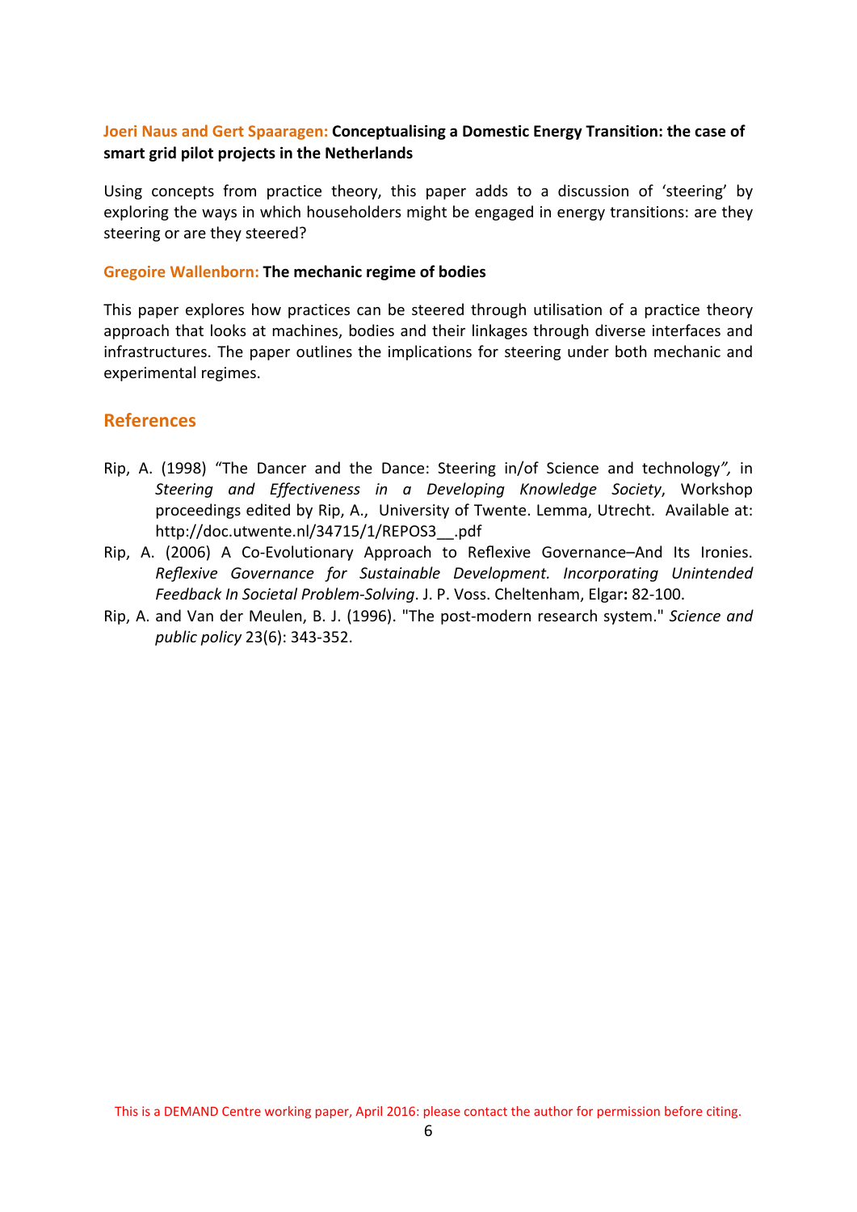**Joeri Naus and Gert Spaaragen: Conceptualising a Domestic Energy Transition: the case of smart grid pilot projects in the Netherlands**

Using concepts from practice theory, this paper adds to a discussion of 'steering' by exploring the ways in which householders might be engaged in energy transitions: are they steering or are they steered?

**Gregoire Wallenborn: The mechanic regime of bodies**

This paper explores how practices can be steered through utilisation of a practice theory approach that looks at machines, bodies and their linkages through diverse interfaces and infrastructures. The paper outlines the implications for steering under both mechanic and experimental regimes.

## References

Rip, A. (1998) "The Dancer and the Dance: Steering in/of Science and technology*",* in *Steering and Effectiveness in a Developing Knowledge Society*, Workshop proceedings edited by Rip, A., University of Twente. Lemma, Utrecht. Available at: http://doc.utwente.nl/34715/1/REPOS3__.pdf

Rip, A. (2006) A Co-Evolutionary Approach to Reflexive Governance–And Its Ironies. *Reflexive Governance for Sustainable Development. Incorporating Unintended Feedback In Societal Problem-Solving*. J. P. Voss. Cheltenham, Elgar**:** 82-100.

Rip, A. and Van der Meulen, B. J. (1996). "The post-modern research system." *Science and public policy* 23(6): 343-352.

This is a DEMAND Centre working paper, April 2016: please contact the author for permission before citing.